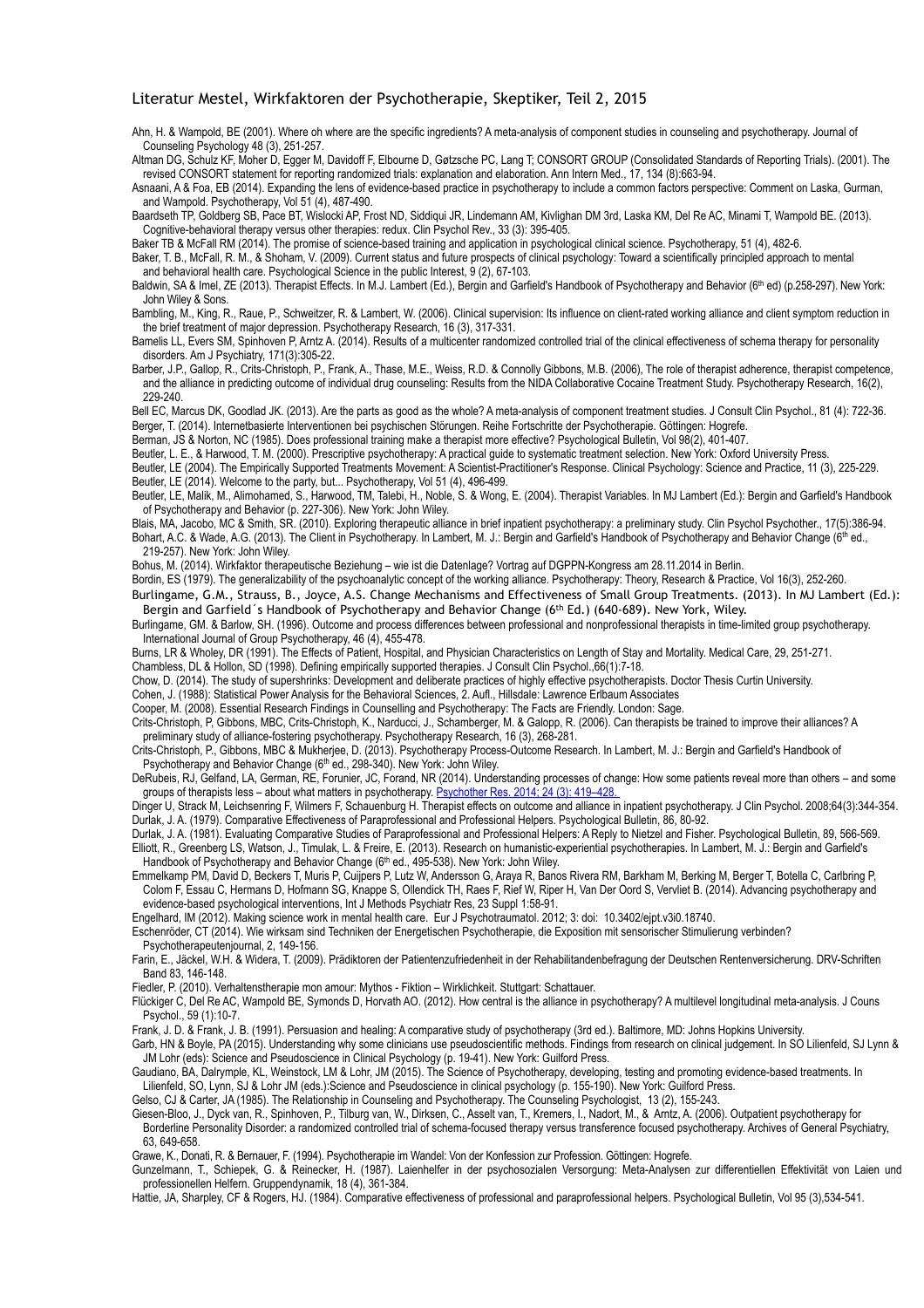# Literatur Mestel, Wirkfaktoren der Psychotherapie, Skeptiker, Teil 2, 2015

Ahn, H. & Wampold, BE (2001). Where oh where are the specific ingredients? A meta-analysis of component studies in counseling and psychotherapy. Journal of Counseling Psychology 48 (3), 251-257.

Altman DG, Schulz KF, Moher D, Egger M, Davidoff F, Elbourne D, Gøtzsche PC, Lang T; CONSORT GROUP (Consolidated Standards of Reporting Trials). (2001). The revised CONSORT statement for reporting randomized trials: explanation and elaboration. Ann Intern Med., 17, 134 (8):663-94.

Asnaani, A & Foa, EB (2014). Expanding the lens of evidence-based practice in psychotherapy to include a common factors perspective: Comment on Laska, Gurman, and Wampold. Psychotherapy, Vol 51 (4), 487-490.

Baardseth TP, Goldberg SB, Pace BT, Wislocki AP, Frost ND, Siddiqui JR, Lindemann AM, Kivlighan DM 3rd, Laska KM, Del Re AC, Minami T, Wampold BE. (2013). Cognitive-behavioral therapy versus other therapies: redux. Clin Psychol Rev., 33 (3): 395-405.

Baker TB & McFall RM (2014). The promise of science-based training and application in psychological clinical science. Psychotherapy, 51 (4), 482-6.

Baker, T. B., McFall, R. M., & Shoham, V. (2009). Current status and future prospects of clinical psychology: Toward a scientifically principled approach to mental and behavioral health care. Psychological Science in the public Interest, 9 (2), 67-103.

Baldwin, SA & Imel, ZE (2013). Therapist Effects. In M.J. Lambert (Ed.), Bergin and Garfield's Handbook of Psychotherapy and Behavior (6th ed) (p.258-297). New York: John Wiley & Sons.

Bambling, M., King, R., Raue, P., Schweitzer, R. & Lambert, W. (2006). Clinical supervision: Its influence on client-rated working alliance and client symptom reduction in the brief treatment of major depression. Psychotherapy Research, 16 (3), 317-331.

Bamelis LL, Evers SM, Spinhoven P, Arntz A. (2014). Results of a multicenter randomized controlled trial of the clinical effectiveness of schema therapy for personality disorders. Am J Psychiatry, 171(3):305-22.

Barber, J.P., Gallop, R., Crits-Christoph, P., Frank, A., Thase, M.E., Weiss, R.D. & Connolly Gibbons, M.B. (2006), The role of therapist adherence, therapist competence, and the alliance in predicting outcome of individual drug counseling: Results from the NIDA Collaborative Cocaine Treatment Study. Psychotherapy Research, 16(2), 229-240.

Bell EC, Marcus DK, Goodlad JK. (2013). Are the parts as good as the whole? A meta-analysis of component treatment studies. J Consult Clin Psychol., 81 (4): 722-36.

Berger, T. (2014). Internetbasierte Interventionen bei psychischen Störungen. Reihe Fortschritte der Psychotherapie. Göttingen: Hogrefe.

Berman, JS & Norton, NC (1985). Does professional training make a therapist more effective? Psychological Bulletin, Vol 98(2), 401-407.

Beutler, L. E., & Harwood, T. M. (2000). Prescriptive psychotherapy: A practical guide to systematic treatment selection. New York: Oxford University Press.

Beutler, LE (2004). The Empirically Supported Treatments Movement: A Scientist-Practitioner's Response. Clinical Psychology: Science and Practice, 11 (3), 225-229.

Beutler, LE (2014). Welcome to the party, but... Psychotherapy, Vol 51 (4), 496-499.

Beutler, LE, Malik, M., Alimohamed, S., Harwood, TM, Talebi, H., Noble, S. & Wong, E. (2004). Therapist Variables. In MJ Lambert (Ed.): Bergin and Garfield's Handbook of Psychotherapy and Behavior (p. 227-306). New York: John Wiley.

Blais, MA, Jacobo, MC & Smith, SR. (2010). Exploring therapeutic alliance in brief inpatient psychotherapy: a preliminary study. Clin Psychol Psychother., 17(5):386-94.

Bohart, A.C. & Wade, A.G. (2013). The Client in Psychotherapy. In Lambert, M. J.: Bergin and Garfield's Handbook of Psychotherapy and Behavior Change (6th ed., 219-257). New York: John Wiley.

Bohus, M. (2014). Wirkfaktor therapeutische Beziehung – wie ist die Datenlage? Vortrag auf DGPPN-Kongress am 28.11.2014 in Berlin.

Bordin, ES (1979). The generalizability of the psychoanalytic concept of the working alliance. Psychotherapy: Theory, Research & Practice, Vol 16(3), 252-260.

Burlingame, G.M., Strauss, B., Joyce, A.S. Change Mechanisms and Effectiveness of Small Group Treatments. (2013). In MJ Lambert (Ed.): Bergin and Garfield´s Handbook of Psychotherapy and Behavior Change (6th Ed.) (640-689). New York, Wiley.

Burlingame, GM. & Barlow, SH. (1996). Outcome and process differences between professional and nonprofessional therapists in time-limited group psychotherapy. International Journal of Group Psychotherapy, 46 (4), 455-478.

Burns, LR & Wholey, DR (1991). The Effects of Patient, Hospital, and Physician Characteristics on Length of Stay and Mortality. Medical Care, 29, 251-271.

Chambless, DL & Hollon, SD (1998). Defining empirically supported therapies. J Consult Clin Psychol.,66(1):7-18.

Chow, D. (2014). The study of supershrinks: Development and deliberate practices of highly effective psychotherapists. Doctor Thesis Curtin University.

Cohen, J. (1988): Statistical Power Analysis for the Behavioral Sciences, 2. Aufl., Hillsdale: Lawrence Erlbaum Associates

Cooper, M. (2008). Essential Research Findings in Counselling and Psychotherapy: The Facts are Friendly. London: Sage.

Crits-Christoph, P, Gibbons, MBC, Crits-Christoph, K., Narducci, J., Schamberger, M. & Galopp, R. (2006). Can therapists be trained to improve their alliances? A preliminary study of alliance-fostering psychotherapy. Psychotherapy Research, 16 (3), 268-281.

Crits-Christoph, P., Gibbons, MBC & Mukherjee, D. (2013). Psychotherapy Process-Outcome Research. In Lambert, M. J.: Bergin and Garfield's Handbook of Psychotherapy and Behavior Change (6th ed., 298-340). New York: John Wiley.

DeRubeis, RJ, Gelfand, LA, German, RE, Forunier, JC, Forand, NR (2014). Understanding processes of change: How some patients reveal more than others – and some groups of therapists less – about what matters in psychotherapy. Psychother Res. 2014; 24 (3): 419–428.

Dinger U, Strack M, Leichsenring F, Wilmers F, Schauenburg H. Therapist effects on outcome and alliance in inpatient psychotherapy. J Clin Psychol. 2008;64(3):344-354.

Durlak, J. A. (1979). Comparative Effectiveness of Paraprofessional and Professional Helpers. Psychological Bulletin, 86, 80-92.

Durlak, J. A. (1981). Evaluating Comparative Studies of Paraprofessional and Professional Helpers: A Reply to Nietzel and Fisher. Psychological Bulletin, 89, 566-569.

Elliott, R., Greenberg LS, Watson, J., Timulak, L. & Freire, E. (2013). Research on humanistic-experiential psychotherapies. In Lambert, M. J.: Bergin and Garfield's Handbook of Psychotherapy and Behavior Change (6th ed., 495-538). New York: John Wiley.

Emmelkamp PM, David D, Beckers T, Muris P, Cuijpers P, Lutz W, Andersson G, Araya R, Banos Rivera RM, Barkham M, Berking M, Berger T, Botella C, Carlbring P, Colom F, Essau C, Hermans D, Hofmann SG, Knappe S, Ollendick TH, Raes F, Rief W, Riper H, Van Der Oord S, Vervliet B. (2014). Advancing psychotherapy and evidence-based psychological interventions, Int J Methods Psychiatr Res, 23 Suppl 1:58-91.

Engelhard, IM (2012). Making science work in mental health care. Eur J Psychotraumatol. 2012; 3: doi: 10.3402/ejpt.v3i0.18740.

Eschenröder, CT (2014). Wie wirksam sind Techniken der Energetischen Psychotherapie, die Exposition mit sensorischer Stimulierung verbinden? Psychotherapeutenjournal, 2, 149-156.

Farin, E., Jäckel, W.H. & Widera, T. (2009). Prädiktoren der Patientenzufriedenheit in der Rehabilitandenbefragung der Deutschen Rentenversicherung. DRV-Schriften Band 83, 146-148.

Fiedler, P. (2010). Verhaltenstherapie mon amour: Mythos - Fiktion – Wirklichkeit. Stuttgart: Schattauer.

Flückiger C, Del Re AC, Wampold BE, Symonds D, Horvath AO. (2012). How central is the alliance in psychotherapy? A multilevel longitudinal meta-analysis. J Couns Psychol., 59 (1):10-7.

Frank, J. D. & Frank, J. B. (1991). Persuasion and healing: A comparative study of psychotherapy (3rd ed.). Baltimore, MD: Johns Hopkins University.

Garb, HN & Boyle, PA (2015). Understanding why some clinicians use pseudoscientific methods. Findings from research on clinical judgement. In SO Lilienfeld, SJ Lynn & JM Lohr (eds): Science and Pseudoscience in Clinical Psychology (p. 19-41). New York: Guilford Press.

Gaudiano, BA, Dalrymple, KL, Weinstock, LM & Lohr, JM (2015). The Science of Psychotherapy, developing, testing and promoting evidence-based treatments. In Lilienfeld, SO, Lynn, SJ & Lohr JM (eds.):Science and Pseudoscience in clinical psychology (p. 155-190). New York: Guilford Press.

Gelso, CJ & Carter, JA (1985). The Relationship in Counseling and Psychotherapy. The Counseling Psychologist, 13 (2), 155-243.

Giesen-Bloo, J., Dyck van, R., Spinhoven, P., Tilburg van, W., Dirksen, C., Asselt van, T., Kremers, I., Nadort, M., & Arntz, A. (2006). Outpatient psychotherapy for Borderline Personality Disorder: a randomized controlled trial of schema-focused therapy versus transference focused psychotherapy. Archives of General Psychiatry, 63, 649-658.

Grawe, K., Donati, R. & Bernauer, F. (1994). Psychotherapie im Wandel: Von der Konfession zur Profession. Göttingen: Hogrefe.

Gunzelmann, T., Schiepek, G. & Reinecker, H. (1987). Laienhelfer in der psychosozialen Versorgung: Meta-Analysen zur differentiellen Effektivität von Laien und professionellen Helfern. Gruppendynamik, 18 (4), 361-384.

Hattie, JA, Sharpley, CF & Rogers, HJ. (1984). Comparative effectiveness of professional and paraprofessional helpers. Psychological Bulletin, Vol 95 (3),534-541.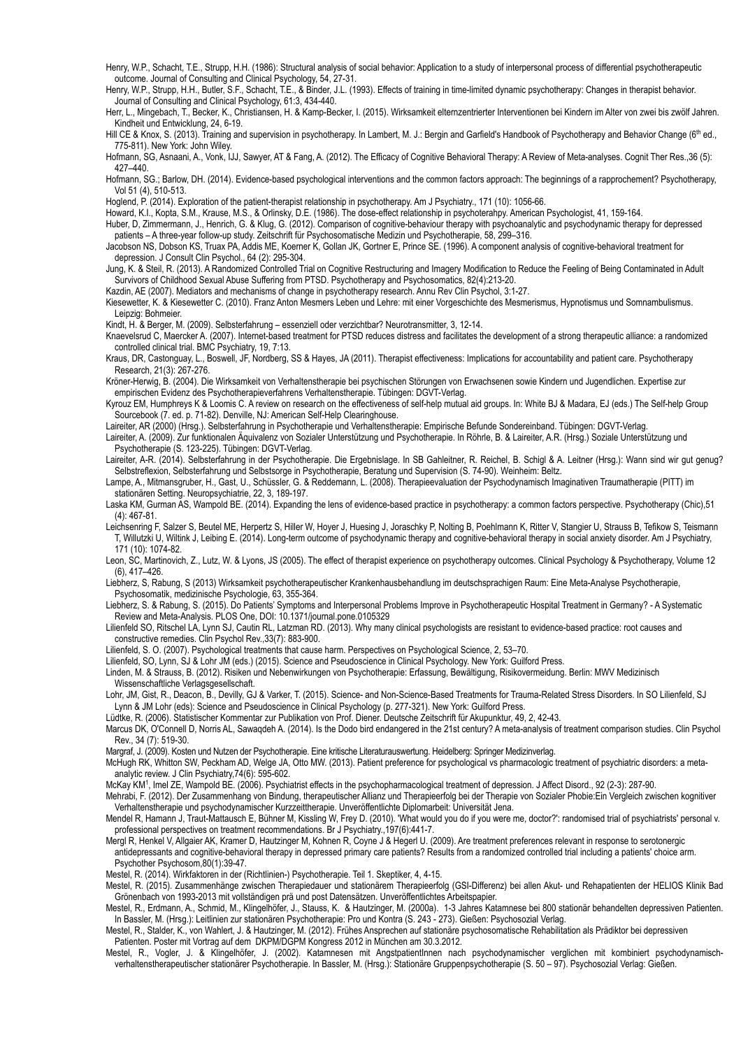Henry, W.P., Schacht, T.E., Strupp, H.H. (1986): Structural analysis of social behavior: Application to a study of interpersonal process of differential psychotherapeutic outcome. Journal of Consulting and Clinical Psychology, 54, 27-31.

Henry, W.P., Strupp, H.H., Butler, S.F., Schacht, T.E., & Binder, J.L. (1993). Effects of training in time-limited dynamic psychotherapy: Changes in therapist behavior. Journal of Consulting and Clinical Psychology, 61:3, 434-440.

Herr, L., Mingebach, T., Becker, K., Christiansen, H. & Kamp-Becker, I. (2015). Wirksamkeit elternzentrierter Interventionen bei Kindern im Alter von zwei bis zwölf Jahren. Kindheit und Entwicklung, 24, 6-19.

Hill CE & Knox, S. (2013). Training and supervision in psychotherapy. In Lambert, M. J.: Bergin and Garfield's Handbook of Psychotherapy and Behavior Change (6th ed., 775-811). New York: John Wiley.

Hofmann, SG, Asnaani, A., Vonk, IJJ, Sawyer, AT & Fang, A. (2012). The Efficacy of Cognitive Behavioral Therapy: A Review of Meta-analyses. Cognit Ther Res.,36 (5): 427–440.

Hofmann, SG.; Barlow, DH. (2014). Evidence-based psychological interventions and the common factors approach: The beginnings of a rapprochement? Psychotherapy, Vol 51 (4), 510-513.

Hoglend, P. (2014). Exploration of the patient-therapist relationship in psychotherapy. Am J Psychiatry., 171 (10): 1056-66.

Howard, K.I., Kopta, S.M., Krause, M.S., & Orlinsky, D.E. (1986). The dose-effect relationship in psychoterahpy. American Psychologist, 41, 159-164.

Huber, D, Zimmermann, J., Henrich, G. & Klug, G. (2012). Comparison of cognitive-behaviour therapy with psychoanalytic and psychodynamic therapy for depressed patients – A three-year follow-up study. Zeitschrift für Psychosomatische Medizin und Psychotherapie, 58, 299–316.

Jacobson NS, Dobson KS, Truax PA, Addis ME, Koerner K, Gollan JK, Gortner E, Prince SE. (1996). A component analysis of cognitive-behavioral treatment for depression. J Consult Clin Psychol., 64 (2): 295-304.

Jung, K. & Steil, R. (2013). A Randomized Controlled Trial on Cognitive Restructuring and Imagery Modification to Reduce the Feeling of Being Contaminated in Adult Survivors of Childhood Sexual Abuse Suffering from PTSD. Psychotherapy and Psychosomatics, 82(4):213-20.

Kazdin, AE (2007). Mediators and mechanisms of change in psychotherapy research. Annu Rev Clin Psychol, 3:1-27.

Kiesewetter, K. & Kiesewetter C. (2010). Franz Anton Mesmers Leben und Lehre: mit einer Vorgeschichte des Mesmerismus, Hypnotismus und Somnambulismus. Leipzig: Bohmeier.

Kindt, H. & Berger, M. (2009). Selbsterfahrung – essenziell oder verzichtbar? Neurotransmitter, 3, 12-14.

Knaevelsrud C, Maercker A. (2007). Internet-based treatment for PTSD reduces distress and facilitates the development of a strong therapeutic alliance: a randomized controlled clinical trial. BMC Psychiatry, 19, 7:13.

Kraus, DR, Castonguay, L., Boswell, JF, Nordberg, SS & Hayes, JA (2011). Therapist effectiveness: Implications for accountability and patient care. Psychotherapy Research, 21(3): 267-276.

Kröner-Herwig, B. (2004). Die Wirksamkeit von Verhaltenstherapie bei psychischen Störungen von Erwachsenen sowie Kindern und Jugendlichen. Expertise zur empirischen Evidenz des Psychotherapieverfahrens Verhaltenstherapie. Tübingen: DGVT-Verlag.

Kyrouz EM, Humphreys K & Loomis C. A review on research on the effectiveness of self-help mutual aid groups. In: White BJ & Madara, EJ (eds.) The Self-help Group Sourcebook (7. ed. p. 71-82). Denville, NJ: American Self-Help Clearinghouse.

Laireiter, AR (2000) (Hrsg.). Selbsterfahrung in Psychotherapie und Verhaltenstherapie: Empirische Befunde Sondereinband. Tübingen: DGVT-Verlag.

Laireiter, A. (2009). Zur funktionalen Äquivalenz von Sozialer Unterstützung und Psychotherapie. In Röhrle, B. & Laireiter, A.R. (Hrsg.) Soziale Unterstützung und Psychotherapie (S. 123-225). Tübingen: DGVT-Verlag.

Laireiter, A-R. (2014). Selbsterfahrung in der Psychotherapie. Die Ergebnislage. In SB Gahleitner, R. Reichel, B. Schigl & A. Leitner (Hrsg.): Wann sind wir gut genug? Selbstreflexion, Selbsterfahrung und Selbstsorge in Psychotherapie, Beratung und Supervision (S. 74-90). Weinheim: Beltz.

Lampe, A., Mitmansgruber, H., Gast, U., Schüssler, G. & Reddemann, L. (2008). Therapieevaluation der Psychodynamisch Imaginativen Traumatherapie (PITT) im stationären Setting. Neuropsychiatrie, 22, 3, 189-197.

Laska KM, Gurman AS, Wampold BE. (2014). Expanding the lens of evidence-based practice in psychotherapy: a common factors perspective. Psychotherapy (Chic),51 (4): 467-81.

Leichsenring F, Salzer S, Beutel ME, Herpertz S, Hiller W, Hoyer J, Huesing J, Joraschky P, Nolting B, Poehlmann K, Ritter V, Stangier U, Strauss B, Tefikow S, Teismann T, Willutzki U, Wiltink J, Leibing E. (2014). Long-term outcome of psychodynamic therapy and cognitive-behavioral therapy in social anxiety disorder. Am J Psychiatry, 171 (10): 1074-82.

Leon, SC, Martinovich, Z., Lutz, W. & Lyons, JS (2005). The effect of therapist experience on psychotherapy outcomes. Clinical Psychology & Psychotherapy, Volume 12 (6), 417–426.

Liebherz, S, Rabung, S (2013) Wirksamkeit psychotherapeutischer Krankenhausbehandlung im deutschsprachigen Raum: Eine Meta-Analyse Psychotherapie, Psychosomatik, medizinische Psychologie, 63, 355-364.

Liebherz, S. & Rabung, S. (2015). Do Patients' Symptoms and Interpersonal Problems Improve in Psychotherapeutic Hospital Treatment in Germany? - A Systematic Review and Meta-Analysis. PLOS One, DOI: 10.1371/journal.pone.0105329

Lilienfeld SO, Ritschel LA, Lynn SJ, Cautin RL, Latzman RD. (2013). Why many clinical psychologists are resistant to evidence-based practice: root causes and constructive remedies. Clin Psychol Rev.,33(7): 883-900.

Lilienfeld, S. O. (2007). Psychological treatments that cause harm. Perspectives on Psychological Science, 2, 53–70.

Lilienfeld, SO, Lynn, SJ & Lohr JM (eds.) (2015). Science and Pseudoscience in Clinical Psychology. New York: Guilford Press.

Linden, M. & Strauss, B. (2012). Risiken und Nebenwirkungen von Psychotherapie: Erfassung, Bewältigung, Risikovermeidung. Berlin: MWV Medizinisch Wissenschaftliche Verlagsgesellschaft.

Lohr, JM, Gist, R., Deacon, B., Devilly, GJ & Varker, T. (2015). Science- and Non-Science-Based Treatments for Trauma-Related Stress Disorders. In SO Lilienfeld, SJ Lynn & JM Lohr (eds): Science and Pseudoscience in Clinical Psychology (p. 277-321). New York: Guilford Press.

Lüdtke, R. (2006). Statistischer Kommentar zur Publikation von Prof. Diener. Deutsche Zeitschrift für Akupunktur, 49, 2, 42-43.

Marcus DK, O'Connell D, Norris AL, Sawaqdeh A. (2014). Is the Dodo bird endangered in the 21st century? A meta-analysis of treatment comparison studies. Clin Psychol Rev., 34 (7): 519-30.

Margraf, J. (2009). Kosten und Nutzen der Psychotherapie. Eine kritische Literaturauswertung. Heidelberg: Springer Medizinverlag.

McHugh RK, Whitton SW, Peckham AD, Welge JA, Otto MW. (2013). Patient preference for psychological vs pharmacologic treatment of psychiatric disorders: a meta-analytic review. J Clin Psychiatry,74(6): 595-602.

McKay KM[1], Imel ZE, Wampold BE. (2006). Psychiatrist effects in the psychopharmacological treatment of depression. J Affect Disord., 92 (2-3): 287-90.

Mehrabi, F. (2012). Der Zusammenhang von Bindung, therapeutischer Allianz und Therapieerfolg bei der Therapie von Sozialer Phobie:Ein Vergleich zwischen kognitiver Verhaltenstherapie und psychodynamischer Kurzzeittherapie. Unveröffentlichte Diplomarbeit: Universität Jena.

Mendel R, Hamann J, Traut-Mattausch E, Bühner M, Kissling W, Frey D. (2010). 'What would you do if you were me, doctor?': randomised trial of psychiatrists' personal v. professional perspectives on treatment recommendations. Br J Psychiatry.,197(6):441-7.

Mergl R, Henkel V, Allgaier AK, Kramer D, Hautzinger M, Kohnen R, Coyne J & Hegerl U. (2009). Are treatment preferences relevant in response to serotonergic antidepressants and cognitive-behavioral therapy in depressed primary care patients? Results from a randomized controlled trial including a patients' choice arm. Psychother Psychosom,80(1):39-47.

Mestel, R. (2014). Wirkfaktoren in der (Richtlinien-) Psychotherapie. Teil 1. Skeptiker, 4, 4-15.

Mestel, R. (2015). Zusammenhänge zwischen Therapiedauer und stationärem Therapieerfolg (GSI-Differenz) bei allen Akut- und Rehapatienten der HELIOS Klinik Bad Grönenbach von 1993-2013 mit vollständigen prä und post Datensätzen. Unveröffentlichtes Arbeitspapier.

Mestel, R., Erdmann, A., Schmid, M., Klingelhöfer, J., Stauss, K. & Hautzinger, M. (2000a). 1-3 Jahres Katamnese bei 800 stationär behandelten depressiven Patienten. In Bassler, M. (Hrsg.): Leitlinien zur stationären Psychotherapie: Pro und Kontra (S. 243 - 273). Gießen: Psychosozial Verlag.

Mestel, R., Stalder, K., von Wahlert, J. & Hautzinger, M. (2012). Frühes Ansprechen auf stationäre psychosomatische Rehabilitation als Prädiktor bei depressiven Patienten. Poster mit Vortrag auf dem DKPM/DGPM Kongress 2012 in München am 30.3.2012.

Mestel, R., Vogler, J. & Klingelhöfer, J. (2002). Katamnesen mit AngstpatientInnen nach psychodynamischer verglichen mit kombiniert psychodynamisch-verhaltenstherapeutischer stationärer Psychotherapie. In Bassler, M. (Hrsg.): Stationäre Gruppenpsychotherapie (S. 50 – 97). Psychosozial Verlag: Gießen.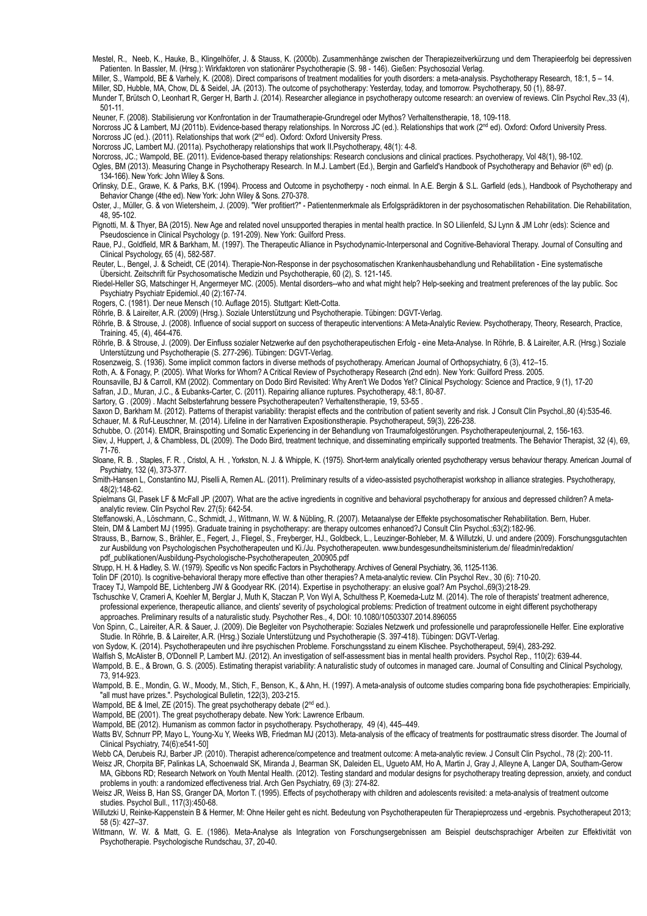Mestel, R., Neeb, K., Hauke, B., Klingelhöfer, J. & Stauss, K. (2000b). Zusammenhänge zwischen der Therapiezeitverkürzung und dem Therapieerfolg bei depressiven Patienten. In Bassler, M. (Hrsg.): Wirkfaktoren von stationärer Psychotherapie (S. 98 - 146). Gießen: Psychosozial Verlag.

Miller, S., Wampold, BE & Varhely, K. (2008). Direct comparisons of treatment modalities for youth disorders: a meta-analysis. Psychotherapy Research, 18:1, 5 – 14.

Miller, SD, Hubble, MA, Chow, DL & Seidel, JA. (2013). The outcome of psychotherapy: Yesterday, today, and tomorrow. Psychotherapy, 50 (1), 88-97.

Munder T, Brütsch O, Leonhart R, Gerger H, Barth J. (2014). Researcher allegiance in psychotherapy outcome research: an overview of reviews. Clin Psychol Rev.,33 (4), 501-11.

Neuner, F. (2008). Stabilisierung vor Konfrontation in der Traumatherapie-Grundregel oder Mythos? Verhaltenstherapie, 18, 109-118.

Norcross JC & Lambert, MJ (2011b). Evidence-based therapy relationships. In Norcross JC (ed.). Relationships that work (2nd ed). Oxford: Oxford University Press.

Norcross JC (ed.). (2011). Relationships that work (2nd ed). Oxford: Oxford University Press.

Norcross JC, Lambert MJ. (2011a). Psychotherapy relationships that work II.Psychotherapy, 48(1): 4-8.

Norcross, JC.; Wampold, BE. (2011). Evidence-based therapy relationships: Research conclusions and clinical practices. Psychotherapy, Vol 48(1), 98-102.

Ogles, BM (2013). Measuring Change in Psychotherapy Research. In M.J. Lambert (Ed.), Bergin and Garfield's Handbook of Psychotherapy and Behavior (6th ed) (p. 134-166). New York: John Wiley & Sons.

Orlinsky, D.E., Grawe, K. & Parks, B.K. (1994). Process and Outcome in psychotherpy - noch einmal. In A.E. Bergin & S.L. Garfield (eds.), Handbook of Psychotherapy and Behavior Change (4the ed). New York: John Wiley & Sons. 270-378.

Oster, J., Müller, G. & von Wietersheim, J. (2009). "Wer profitiert?" - Patientenmerkmale als Erfolgsprädiktoren in der psychosomatischen Rehabilitation. Die Rehabilitation, 48, 95-102.

Pignotti, M. & Thyer, BA (2015). New Age and related novel unsupported therapies in mental health practice. In SO Lilienfeld, SJ Lynn & JM Lohr (eds): Science and Pseudoscience in Clinical Psychology (p. 191-209). New York: Guilford Press.

Raue, PJ., Goldfield, MR & Barkham, M. (1997). The Therapeutic Alliance in Psychodynamic-Interpersonal and Cognitive-Behavioral Therapy. Journal of Consulting and Clinical Psychology, 65 (4), 582-587.

Reuter, L., Bengel, J. & Scheidt, CE (2014). Therapie-Non-Response in der psychosomatischen Krankenhausbehandlung und Rehabilitation - Eine systematische Übersicht. Zeitschrift für Psychosomatische Medizin und Psychotherapie, 60 (2), S. 121-145.

Riedel-Heller SG, Matschinger H, Angermeyer MC. (2005). Mental disorders--who and what might help? Help-seeking and treatment preferences of the lay public. Soc Psychiatry Psychiatr Epidemiol.,40 (2):167-74.

Rogers, C. (1981). Der neue Mensch (10. Auflage 2015). Stuttgart: Klett-Cotta.

Röhrle, B. & Laireiter, A.R. (2009) (Hrsg.). Soziale Unterstützung und Psychotherapie. Tübingen: DGVT-Verlag.

Röhrle, B. & Strouse, J. (2008). Influence of social support on success of therapeutic interventions: A Meta-Analytic Review. Psychotherapy, Theory, Research, Practice, Training. 45, (4), 464-476.

Röhrle, B. & Strouse, J. (2009). Der Einfluss sozialer Netzwerke auf den psychotherapeutischen Erfolg - eine Meta-Analyse. In Röhrle, B. & Laireiter, A.R. (Hrsg.) Soziale Unterstützung und Psychotherapie (S. 277-296). Tübingen: DGVT-Verlag.

Rosenzweig, S. (1936). Some implicit common factors in diverse methods of psychotherapy. American Journal of Orthopsychiatry, 6 (3), 412–15.

Roth, A. & Fonagy, P. (2005). What Works for Whom? A Critical Review of Psychotherapy Research (2nd edn). New York: Guilford Press. 2005.

Rounsaville, BJ & Carroll, KM (2002). Commentary on Dodo Bird Revisited: Why Aren't We Dodos Yet? Clinical Psychology: Science and Practice, 9 (1), 17-20

Safran, J.D., Muran, J.C., & Eubanks-Carter, C. (2011). Repairing alliance ruptures. Psychotherapy, 48:1, 80-87.

Sartory, G . (2009) . Macht Selbsterfahrung bessere Psychotherapeuten? Verhaltenstherapie, 19, 53-55 .

Saxon D, Barkham M. (2012). Patterns of therapist variability: therapist effects and the contribution of patient severity and risk. J Consult Clin Psychol.,80 (4):535-46.

Schauer, M. & Ruf-Leuschner, M. (2014). Lifeline in der Narrativen Expositionstherapie. Psychotherapeut, 59(3), 226-238.

Schubbe, O. (2014). EMDR, Brainspotting und Somatic Experiencing in der Behandlung von Traumafolgestörungen. Psychotherapeutenjournal, 2, 156-163.

Siev, J, Huppert, J, & Chambless, DL (2009). The Dodo Bird, treatment technique, and disseminating empirically supported treatments. The Behavior Therapist, 32 (4), 69, 71-76.

Sloane, R. B. , Staples, F. R. , Cristol, A. H. , Yorkston, N. J. & Whipple, K. (1975). Short-term analytically oriented psychotherapy versus behaviour therapy. American Journal of Psychiatry, 132 (4), 373-377.

Smith-Hansen L, Constantino MJ, Piselli A, Remen AL. (2011). Preliminary results of a video-assisted psychotherapist workshop in alliance strategies. Psychotherapy, 48(2):148-62.

Spielmans GI, Pasek LF & McFall JP. (2007). What are the active ingredients in cognitive and behavioral psychotherapy for anxious and depressed children? A meta-analytic review. Clin Psychol Rev. 27(5): 642-54.

Steffanowski, A., Löschmann, C., Schmidt, J., Wittmann, W. W. & Nübling, R. (2007). Metaanalyse der Effekte psychosomatischer Rehabilitation. Bern, Huber.

Stein, DM & Lambert MJ (1995). Graduate training in psychotherapy: are therapy outcomes enhanced?J Consult Clin Psychol.;63(2):182-96.

Strauss, B., Barnow, S., Brähler, E., Fegert, J., Fliegel, S., Freyberger, HJ., Goldbeck, L., Leuzinger-Bohleber, M. & Willutzki, U. und andere (2009). Forschungsgutachten zur Ausbildung von Psychologischen Psychotherapeuten und Ki./Ju. Psychotherapeuten. www.bundesgesundheitsministerium.de/ fileadmin/redaktion/ pdf_publikationen/Ausbildung-Psychologische-Psychotherapeuten_200905.pdf

Strupp, H. H. & Hadley, S. W. (1979). Specific vs Non specific Factors in Psychotherapy. Archives of General Psychiatry, 36, 1125-1136.

Tolin DF (2010). Is cognitive-behavioral therapy more effective than other therapies? A meta-analytic review. Clin Psychol Rev., 30 (6): 710-20.

Tracey TJ, Wampold BE, Lichtenberg JW & Goodyear RK. (2014). Expertise in psychotherapy: an elusive goal? Am Psychol.,69(3):218-29.

Tschuschke V, Crameri A, Koehler M, Berglar J, Muth K, Staczan P, Von Wyl A, Schulthess P, Koemeda-Lutz M. (2014). The role of therapists' treatment adherence, professional experience, therapeutic alliance, and clients' severity of psychological problems: Prediction of treatment outcome in eight different psychotherapy approaches. Preliminary results of a naturalistic study. Psychother Res., 4, DOI: 10.1080/10503307.2014.896055

Von Spinn, C., Laireiter, A.R. & Sauer, J. (2009). Die Begleiter von Psychotherapie: Soziales Netzwerk und professionelle und paraprofessionelle Helfer. Eine explorative Studie. In Röhrle, B. & Laireiter, A.R. (Hrsg.) Soziale Unterstützung und Psychotherapie (S. 397-418). Tübingen: DGVT-Verlag.

von Sydow, K. (2014). Psychotherapeuten und ihre psychischen Probleme. Forschungsstand zu einem Klischee. Psychotherapeut, 59(4), 283-292.

Walfish S, McAlister B, O'Donnell P, Lambert MJ. (2012). An investigation of self-assessment bias in mental health providers. Psychol Rep., 110(2): 639-44.

Wampold, B. E., & Brown, G. S. (2005). Estimating therapist variability: A naturalistic study of outcomes in managed care. Journal of Consulting and Clinical Psychology, 73, 914-923.

Wampold, B. E., Mondin, G. W., Moody, M., Stich, F., Benson, K., & Ahn, H. (1997). A meta-analysis of outcome studies comparing bona fide psychotherapies: Empiricially, "all must have prizes.". Psychological Bulletin, 122(3), 203-215.

Wampold, BE & Imel, ZE (2015). The great psychotherapy debate (2nd ed.).

Wampold, BE (2001). The great psychotherapy debate. New York: Lawrence Erlbaum.

Wampold, BE (2012). Humanism as common factor in psychotherapy. Psychotherapy, 49 (4), 445–449.

Watts BV, Schnurr PP, Mayo L, Young-Xu Y, Weeks WB, Friedman MJ (2013). Meta-analysis of the efficacy of treatments for posttraumatic stress disorder. The Journal of Clinical Psychiatry, 74(6):e541-50]

Webb CA, Derubeis RJ, Barber JP. (2010). Therapist adherence/competence and treatment outcome: A meta-analytic review. J Consult Clin Psychol., 78 (2): 200-11.

Weisz JR, Chorpita BF, Palinkas LA, Schoenwald SK, Miranda J, Bearman SK, Daleiden EL, Ugueto AM, Ho A, Martin J, Gray J, Alleyne A, Langer DA, Southam-Gerow MA, Gibbons RD; Research Network on Youth Mental Health. (2012). Testing standard and modular designs for psychotherapy treating depression, anxiety, and conduct problems in youth: a randomized effectiveness trial. Arch Gen Psychiatry, 69 (3): 274-82.

Weisz JR, Weiss B, Han SS, Granger DA, Morton T. (1995). Effects of psychotherapy with children and adolescents revisited: a meta-analysis of treatment outcome studies. Psychol Bull., 117(3):450-68.

Willutzki U, Reinke-Kappenstein B & Hermer, M: Ohne Heiler geht es nicht. Bedeutung von Psychotherapeuten für Therapieprozess und -ergebnis. Psychotherapeut 2013; 58 (5): 427–37.

Wittmann, W. W. & Matt, G. E. (1986). Meta-Analyse als Integration von Forschungsergebnissen am Beispiel deutschsprachiger Arbeiten zur Effektivität von Psychotherapie. Psychologische Rundschau, 37, 20-40.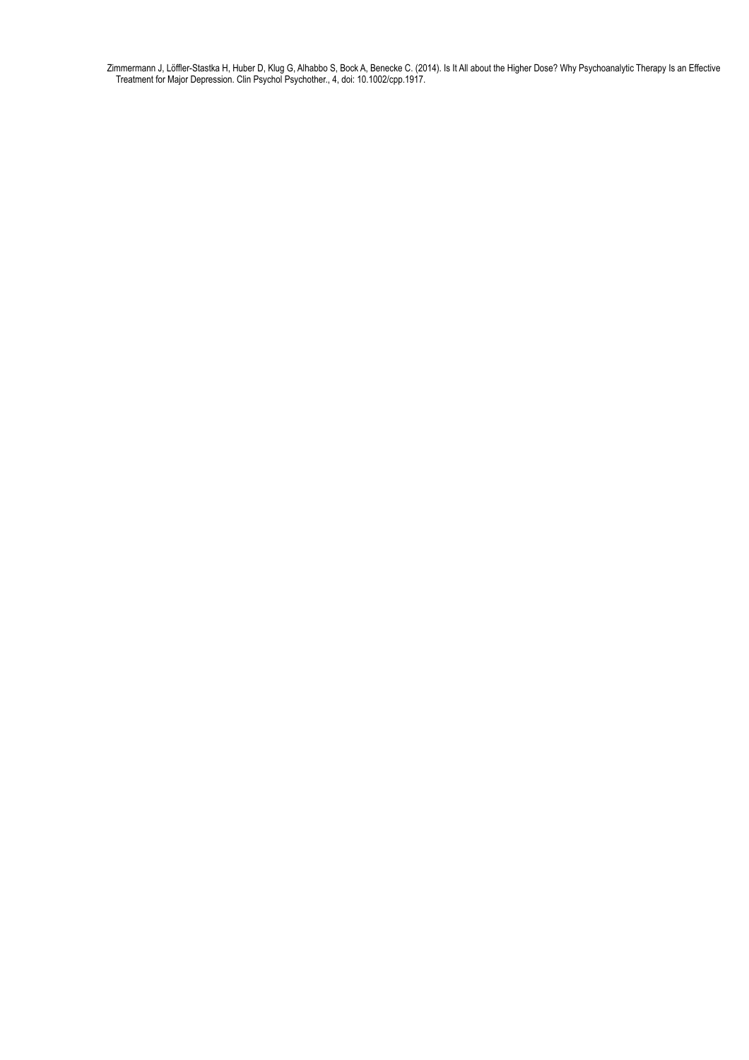Zimmermann J, Löffler-Stastka H, Huber D, Klug G, Alhabbo S, Bock A, Benecke C. (2014). Is It All about the Higher Dose? Why Psychoanalytic Therapy Is an Effective Treatment for Major Depression. Clin Psychol Psychother., 4, doi: 10.1002/cpp.1917.